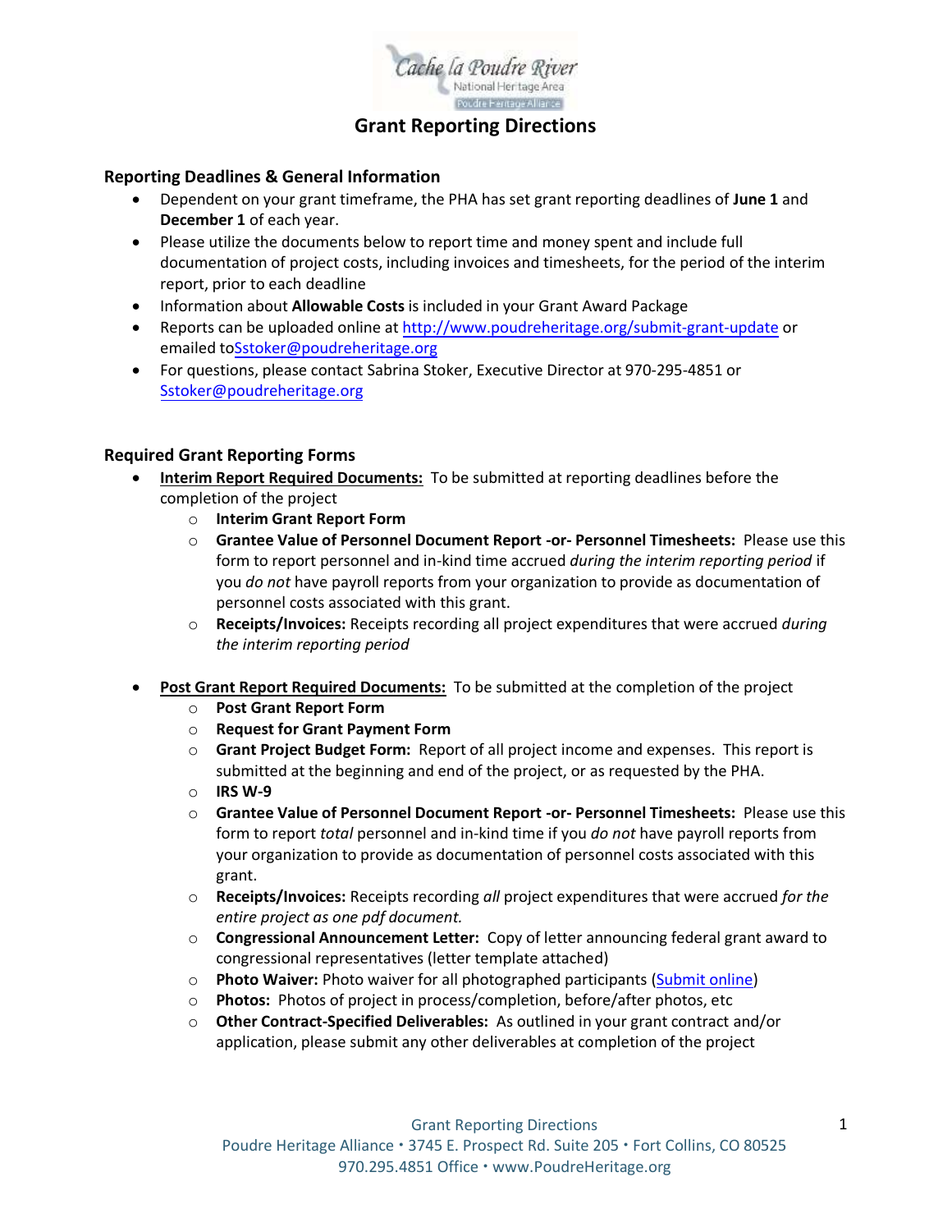# Grant Reporting Directions

## Reporting Deadlines & General Information

- Dependent on your grant timeframe, the PHA has set grant reporting deadlines of **June 1** and **December 1** of each year.
- Please utilize the documents below to report time and money spent and include full documentation of project costs, including invoices and timesheets, for the period of the interim report, prior to each deadline
- Information about **Allowable Costs** is included in your Grant Award Package
- Reports can be uploaded online at http://www.poudreheritage.org/submit-grant-update or emailed toSstoker@poudreheritage.org
- For questions, please contact Sabrina Stoker, Executive Director at 970-295-4851 or Sstoker@poudreheritage.org

## Required Grant Reporting Forms

- **Interim Report Required Documents:** To be submitted at reporting deadlines before the completion of the project
  - **Interim Grant Report Form**
  - **Grantee Value of Personnel Document Report -or- Personnel Timesheets:** Please use this form to report personnel and in-kind time accrued *during the interim reporting period* if you *do not* have payroll reports from your organization to provide as documentation of personnel costs associated with this grant.
  - **Receipts/Invoices:** Receipts recording all project expenditures that were accrued *during the interim reporting period*

- **Post Grant Report Required Documents:** To be submitted at the completion of the project
  - **Post Grant Report Form**
  - **Request for Grant Payment Form**
  - **Grant Project Budget Form:** Report of all project income and expenses. This report is submitted at the beginning and end of the project, or as requested by the PHA.
  - **IRS W-9**
  - **Grantee Value of Personnel Document Report -or- Personnel Timesheets:** Please use this form to report *total* personnel and in-kind time if you *do not* have payroll reports from your organization to provide as documentation of personnel costs associated with this grant.
  - **Receipts/Invoices:** Receipts recording *all* project expenditures that were accrued *for the entire project as one pdf document.*
  - **Congressional Announcement Letter:** Copy of letter announcing federal grant award to congressional representatives (letter template attached)
  - **Photo Waiver:** Photo waiver for all photographed participants (Submit online)
  - **Photos:** Photos of project in process/completion, before/after photos, etc
  - **Other Contract-Specified Deliverables:** As outlined in your grant contract and/or application, please submit any other deliverables at completion of the project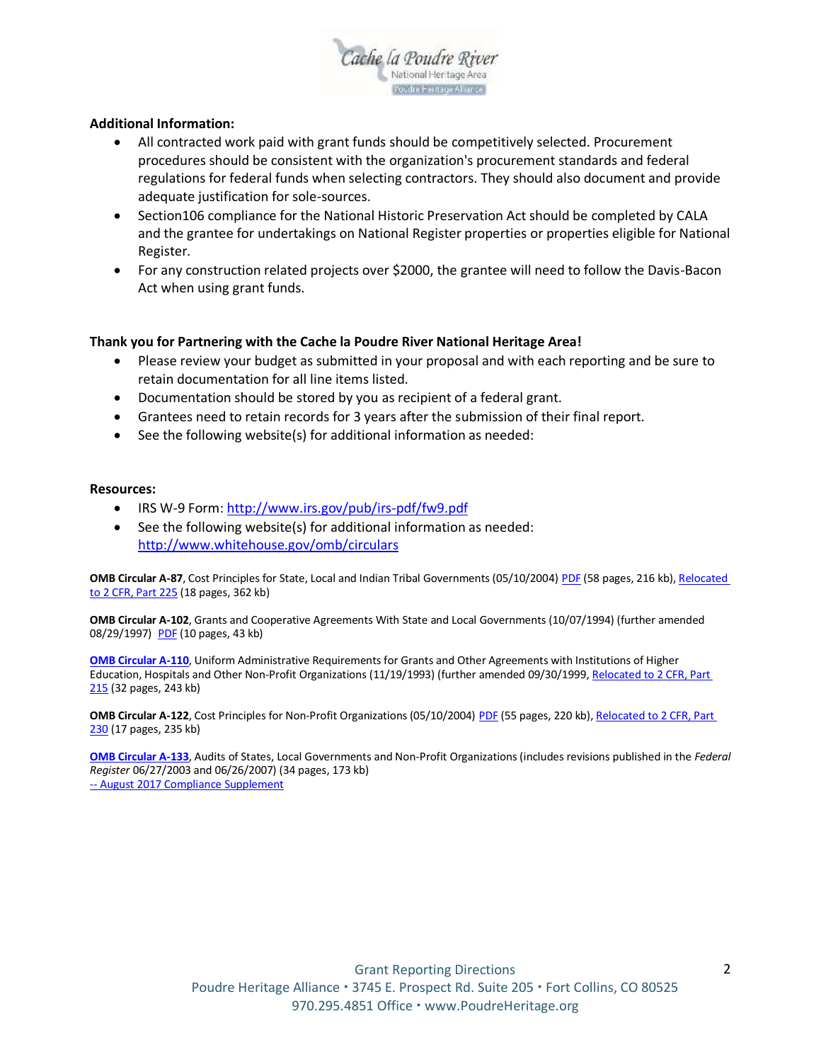**Additional Information:**

- All contracted work paid with grant funds should be competitively selected. Procurement procedures should be consistent with the organization's procurement standards and federal regulations for federal funds when selecting contractors. They should also document and provide adequate justification for sole-sources.
- Section106 compliance for the National Historic Preservation Act should be completed by CALA and the grantee for undertakings on National Register properties or properties eligible for National Register.
- For any construction related projects over $2000, the grantee will need to follow the Davis-Bacon Act when using grant funds.

**Thank you for Partnering with the Cache la Poudre River National Heritage Area!**

- Please review your budget as submitted in your proposal and with each reporting and be sure to retain documentation for all line items listed.
- Documentation should be stored by you as recipient of a federal grant.
- Grantees need to retain records for 3 years after the submission of their final report.
- See the following website(s) for additional information as needed:

**Resources:**

- IRS W-9 Form: http://www.irs.gov/pub/irs-pdf/fw9.pdf
- See the following website(s) for additional information as needed: http://www.whitehouse.gov/omb/circulars

**OMB Circular A-87**, Cost Principles for State, Local and Indian Tribal Governments (05/10/2004) PDF (58 pages, 216 kb), Relocated to 2 CFR, Part 225 (18 pages, 362 kb)

**OMB Circular A-102**, Grants and Cooperative Agreements With State and Local Governments (10/07/1994) (further amended 08/29/1997) PDF (10 pages, 43 kb)

**OMB Circular A-110**, Uniform Administrative Requirements for Grants and Other Agreements with Institutions of Higher Education, Hospitals and Other Non-Profit Organizations (11/19/1993) (further amended 09/30/1999, Relocated to 2 CFR, Part 215 (32 pages, 243 kb)

**OMB Circular A-122**, Cost Principles for Non-Profit Organizations (05/10/2004) PDF (55 pages, 220 kb), Relocated to 2 CFR, Part 230 (17 pages, 235 kb)

**OMB Circular A-133**, Audits of States, Local Governments and Non-Profit Organizations (includes revisions published in the *Federal Register* 06/27/2003 and 06/26/2007) (34 pages, 173 kb)
-- August 2017 Compliance Supplement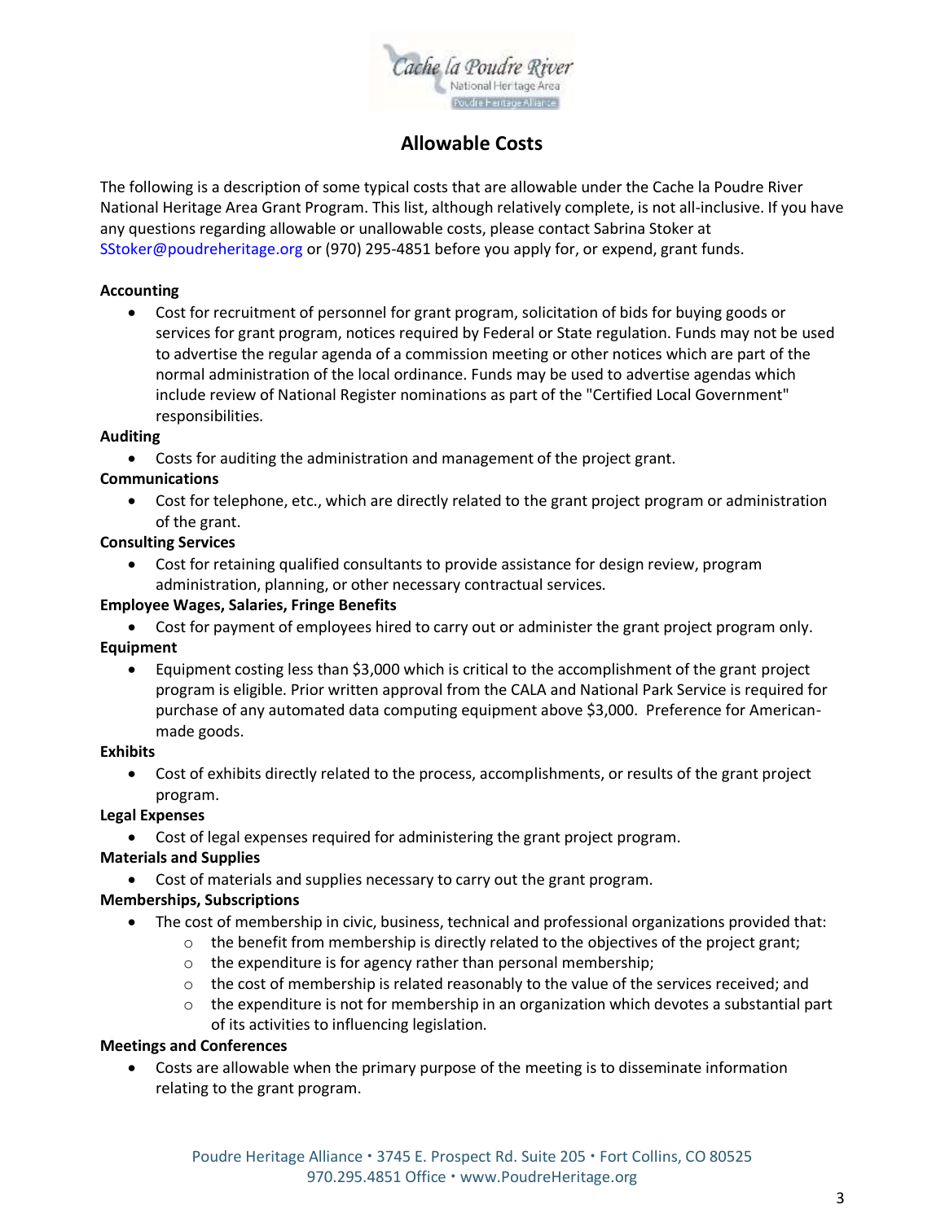## Allowable Costs

The following is a description of some typical costs that are allowable under the Cache la Poudre River National Heritage Area Grant Program. This list, although relatively complete, is not all-inclusive. If you have any questions regarding allowable or unallowable costs, please contact Sabrina Stoker at SStoker@poudreheritage.org or (970) 295-4851 before you apply for, or expend, grant funds.

**Accounting**

- Cost for recruitment of personnel for grant program, solicitation of bids for buying goods or services for grant program, notices required by Federal or State regulation. Funds may not be used to advertise the regular agenda of a commission meeting or other notices which are part of the normal administration of the local ordinance. Funds may be used to advertise agendas which include review of National Register nominations as part of the "Certified Local Government" responsibilities.

**Auditing**

- Costs for auditing the administration and management of the project grant.

**Communications**

- Cost for telephone, etc., which are directly related to the grant project program or administration of the grant.

**Consulting Services**

- Cost for retaining qualified consultants to provide assistance for design review, program administration, planning, or other necessary contractual services.

**Employee Wages, Salaries, Fringe Benefits**

- Cost for payment of employees hired to carry out or administer the grant project program only.

**Equipment**

- Equipment costing less than $3,000 which is critical to the accomplishment of the grant project program is eligible. Prior written approval from the CALA and National Park Service is required for purchase of any automated data computing equipment above $3,000. Preference for American-made goods.

**Exhibits**

- Cost of exhibits directly related to the process, accomplishments, or results of the grant project program.

**Legal Expenses**

- Cost of legal expenses required for administering the grant project program.

**Materials and Supplies**

- Cost of materials and supplies necessary to carry out the grant program.

**Memberships, Subscriptions**

- The cost of membership in civic, business, technical and professional organizations provided that:
  - the benefit from membership is directly related to the objectives of the project grant;
  - the expenditure is for agency rather than personal membership;
  - the cost of membership is related reasonably to the value of the services received; and
  - the expenditure is not for membership in an organization which devotes a substantial part of its activities to influencing legislation.

**Meetings and Conferences**

- Costs are allowable when the primary purpose of the meeting is to disseminate information relating to the grant program.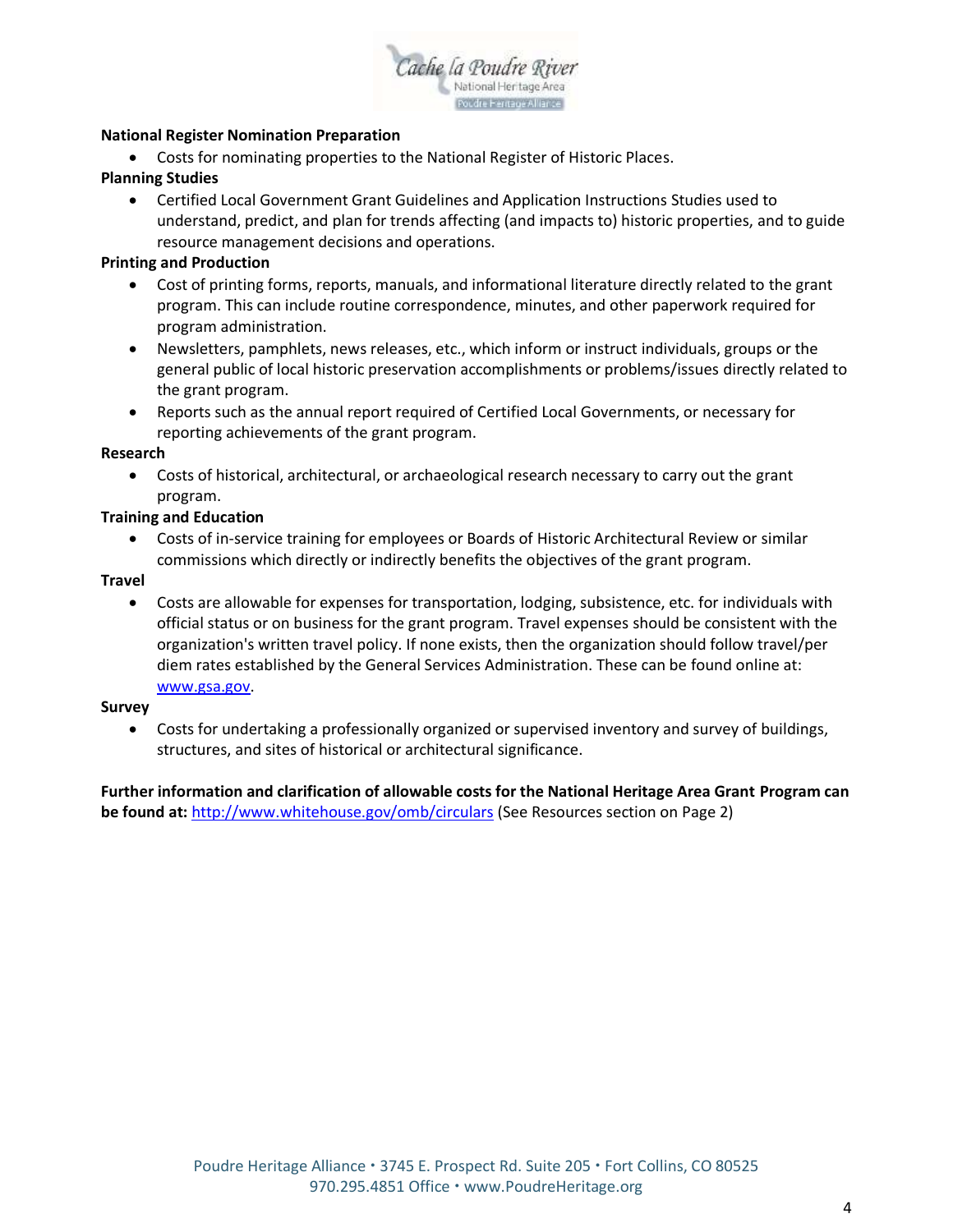**National Register Nomination Preparation**

- Costs for nominating properties to the National Register of Historic Places.

**Planning Studies**

- Certified Local Government Grant Guidelines and Application Instructions Studies used to understand, predict, and plan for trends affecting (and impacts to) historic properties, and to guide resource management decisions and operations.

**Printing and Production**

- Cost of printing forms, reports, manuals, and informational literature directly related to the grant program. This can include routine correspondence, minutes, and other paperwork required for program administration.
- Newsletters, pamphlets, news releases, etc., which inform or instruct individuals, groups or the general public of local historic preservation accomplishments or problems/issues directly related to the grant program.
- Reports such as the annual report required of Certified Local Governments, or necessary for reporting achievements of the grant program.

**Research**

- Costs of historical, architectural, or archaeological research necessary to carry out the grant program.

**Training and Education**

- Costs of in-service training for employees or Boards of Historic Architectural Review or similar commissions which directly or indirectly benefits the objectives of the grant program.

**Travel**

- Costs are allowable for expenses for transportation, lodging, subsistence, etc. for individuals with official status or on business for the grant program. Travel expenses should be consistent with the organization's written travel policy. If none exists, then the organization should follow travel/per diem rates established by the General Services Administration. These can be found online at: [www.gsa.gov](http://www.gsa.gov).

**Survey**

- Costs for undertaking a professionally organized or supervised inventory and survey of buildings, structures, and sites of historical or architectural significance.

**Further information and clarification of allowable costs for the National Heritage Area Grant Program can be found at:** [http://www.whitehouse.gov/omb/circulars](http://www.whitehouse.gov/omb/circulars) (See Resources section on Page 2)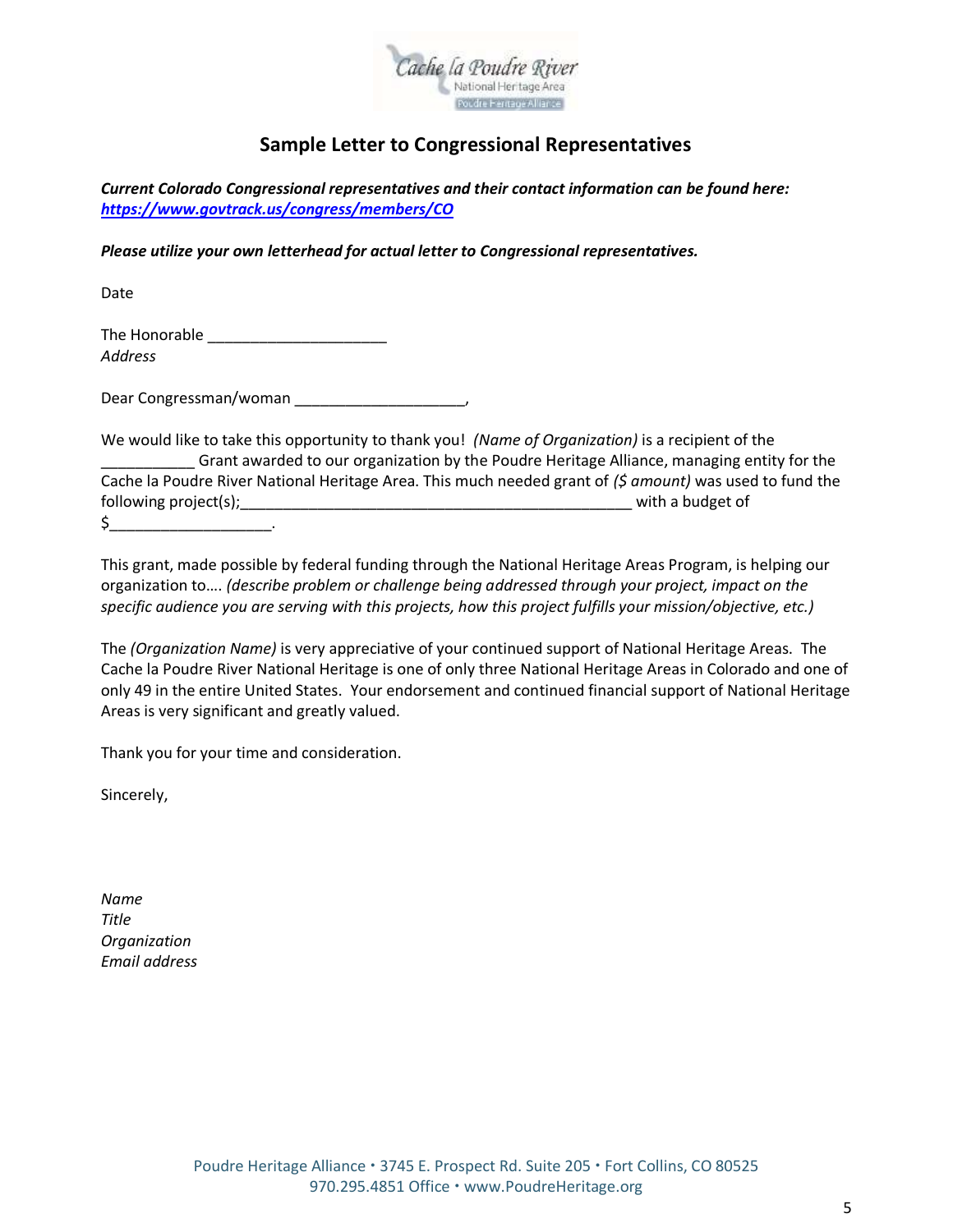## Sample Letter to Congressional Representatives

***Current Colorado Congressional representatives and their contact information can be found here: [https://www.govtrack.us/congress/members/CO](https://www.govtrack.us/congress/members/CO)***

***Please utilize your own letterhead for actual letter to Congressional representatives.***

Date

The Honorable _____________________
*Address*

Dear Congressman/woman ____________________,

We would like to take this opportunity to thank you! *(Name of Organization)* is a recipient of the ___________ Grant awarded to our organization by the Poudre Heritage Alliance, managing entity for the Cache la Poudre River National Heritage Area. This much needed grant of *($ amount)* was used to fund the following project(s);_______________________________________________ with a budget of $___________________.

This grant, made possible by federal funding through the National Heritage Areas Program, is helping our organization to…. *(describe problem or challenge being addressed through your project, impact on the specific audience you are serving with this projects, how this project fulfills your mission/objective, etc.)*

The *(Organization Name)* is very appreciative of your continued support of National Heritage Areas. The Cache la Poudre River National Heritage is one of only three National Heritage Areas in Colorado and one of only 49 in the entire United States. Your endorsement and continued financial support of National Heritage Areas is very significant and greatly valued.

Thank you for your time and consideration.

Sincerely,

*Name*
*Title*
*Organization*
*Email address*

Poudre Heritage Alliance • 3745 E. Prospect Rd. Suite 205 • Fort Collins, CO 80525
970.295.4851 Office • www.PoudreHeritage.org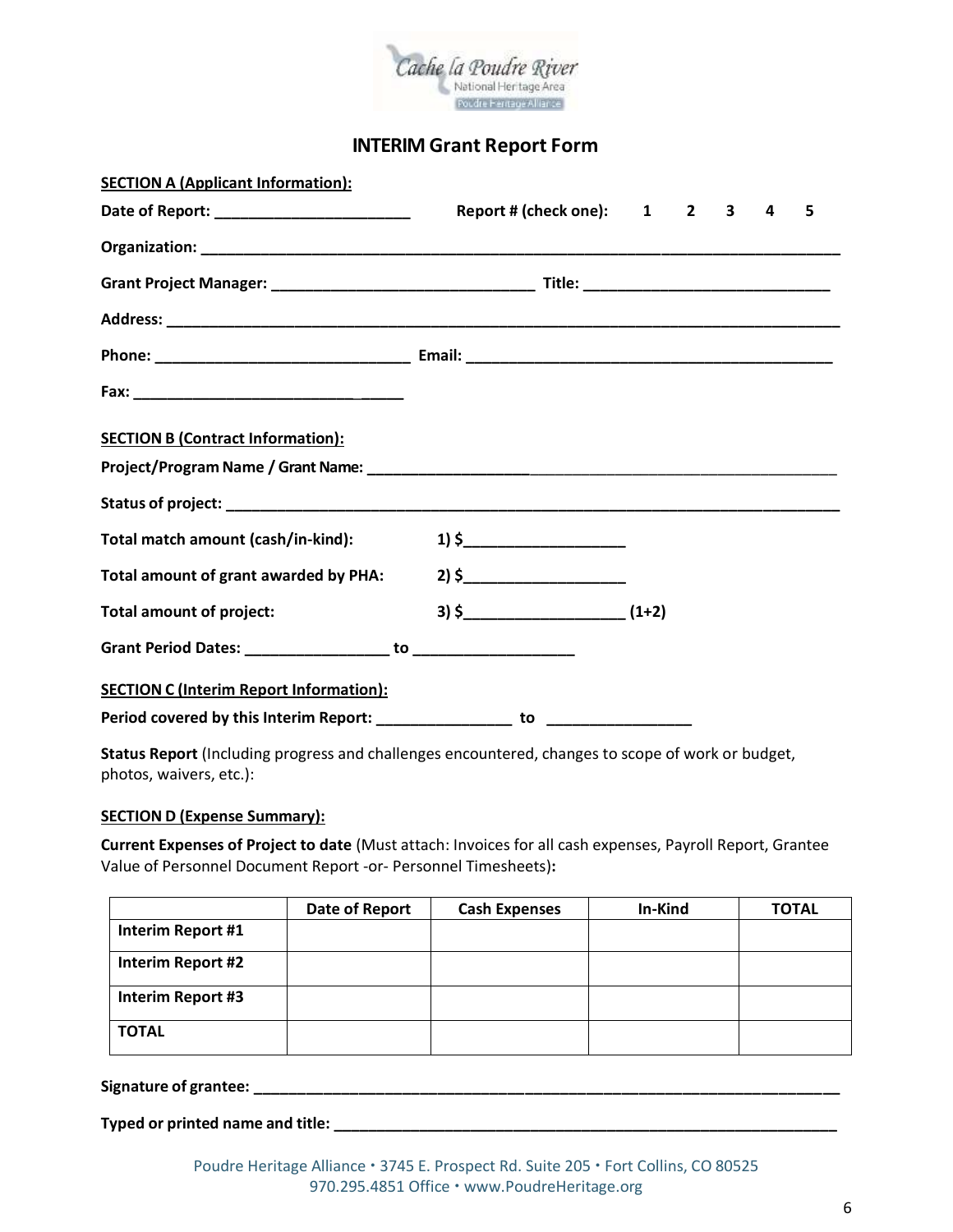# INTERIM Grant Report Form

**SECTION A (Applicant Information):**

**Date of Report:** _______________________ **Report # (check one):** 1 2 3 4 5

**Organization:** ________________________________________________________________________________

**Grant Project Manager:** ______________________________ **Title:** ____________________________

**Address:** ____________________________________________________________________________________

**Phone:** _____________________________ **Email:** ________________________________________

**Fax:** _________________________________

**SECTION B (Contract Information):**

**Project/Program Name / Grant Name:** _____________________________________________________

**Status of project:** ___________________________________________________________________________

**Total match amount (cash/in-kind):** 1) $___________________

**Total amount of grant awarded by PHA:** 2) $___________________

**Total amount of project:** 3) $___________________ (1+2)

**Grant Period Dates:** ________________ **to** __________________

**SECTION C (Interim Report Information):**

**Period covered by this Interim Report:** _______________ **to** ________________

**Status Report** (Including progress and challenges encountered, changes to scope of work or budget, photos, waivers, etc.):

**SECTION D (Expense Summary):**

**Current Expenses of Project to date** (Must attach: Invoices for all cash expenses, Payroll Report, Grantee Value of Personnel Document Report -or- Personnel Timesheets)**:**

| | Date of Report | Cash Expenses | In-Kind | TOTAL |
|---|---|---|---|---|
| Interim Report #1 | | | | |
| Interim Report #2 | | | | |
| Interim Report #3 | | | | |
| TOTAL | | | | |

**Signature of grantee:** ______________________________________________________________________

**Typed or printed name and title:** _____________________________________________________________

Poudre Heritage Alliance • 3745 E. Prospect Rd. Suite 205 • Fort Collins, CO 80525
970.295.4851 Office • www.PoudreHeritage.org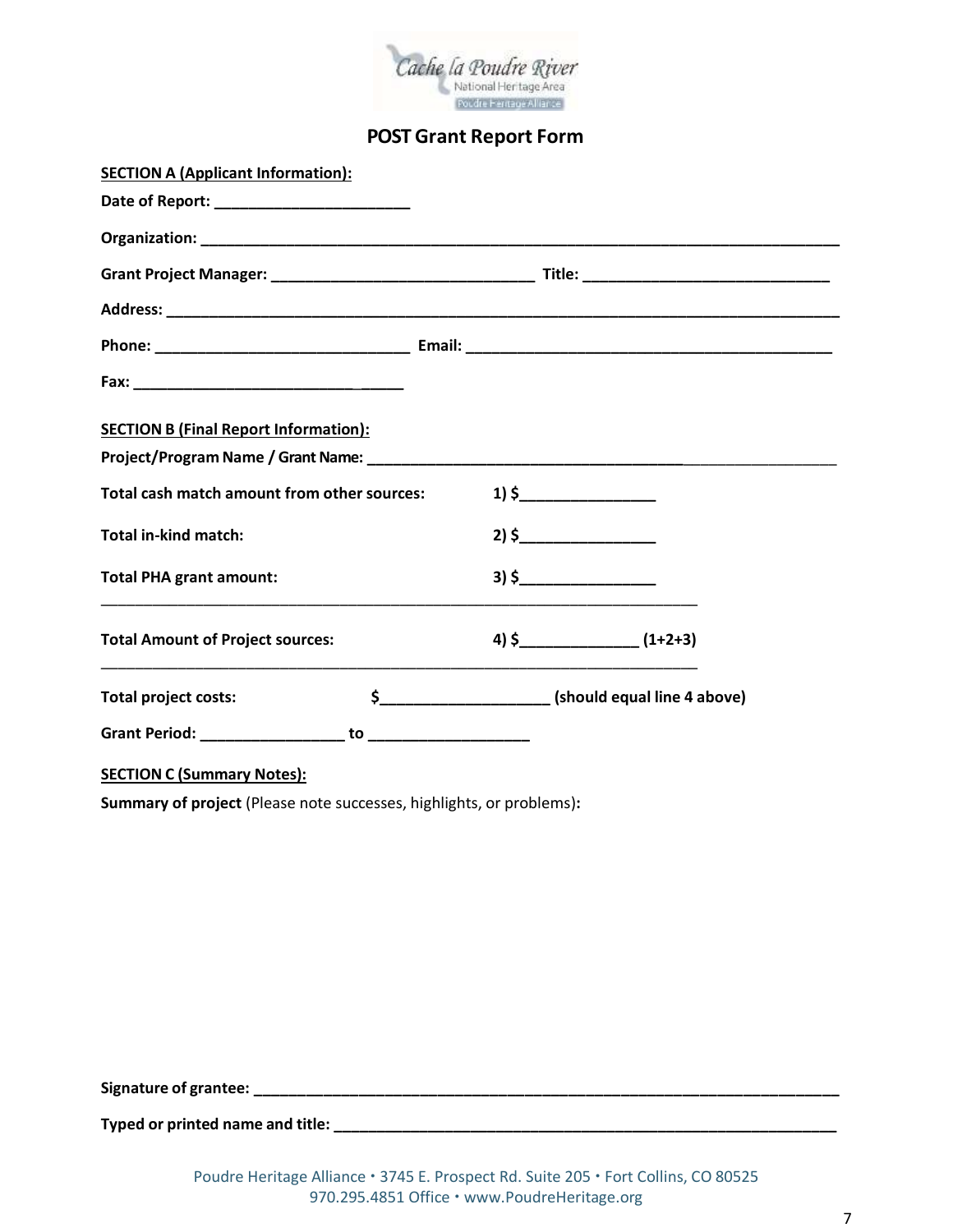## POST Grant Report Form

**SECTION A (Applicant Information):**

**Date of Report:** ______________________

**Organization:** ________________________________________________________________________

**Grant Project Manager:** ______________________________ **Title:** ____________________________

**Address:** ___________________________________________________________________________

**Phone:** _____________________________ **Email:** __________________________________________

**Fax:** _______________________________

**SECTION B (Final Report Information):**

**Project/Program Name / Grant Name:** ___________________________________________________

**Total cash match amount from other sources:** **1) $**_______________

**Total in-kind match:** **2) $**_______________

**Total PHA grant amount:** **3) $**_______________

______________________________________________________________________

**Total Amount of Project sources:** **4) $**_____________ **(1+2+3)**

______________________________________________________________________

**Total project costs:** **$**___________________ **(should equal line 4 above)**

**Grant Period:** ________________ **to** __________________

**SECTION C (Summary Notes):**

**Summary of project** (Please note successes, highlights, or problems)**:**

**Signature of grantee:** ____________________________________________________________________

**Typed or printed name and title:** ______________________________________________________

Poudre Heritage Alliance • 3745 E. Prospect Rd. Suite 205 • Fort Collins, CO 80525
970.295.4851 Office • www.PoudreHeritage.org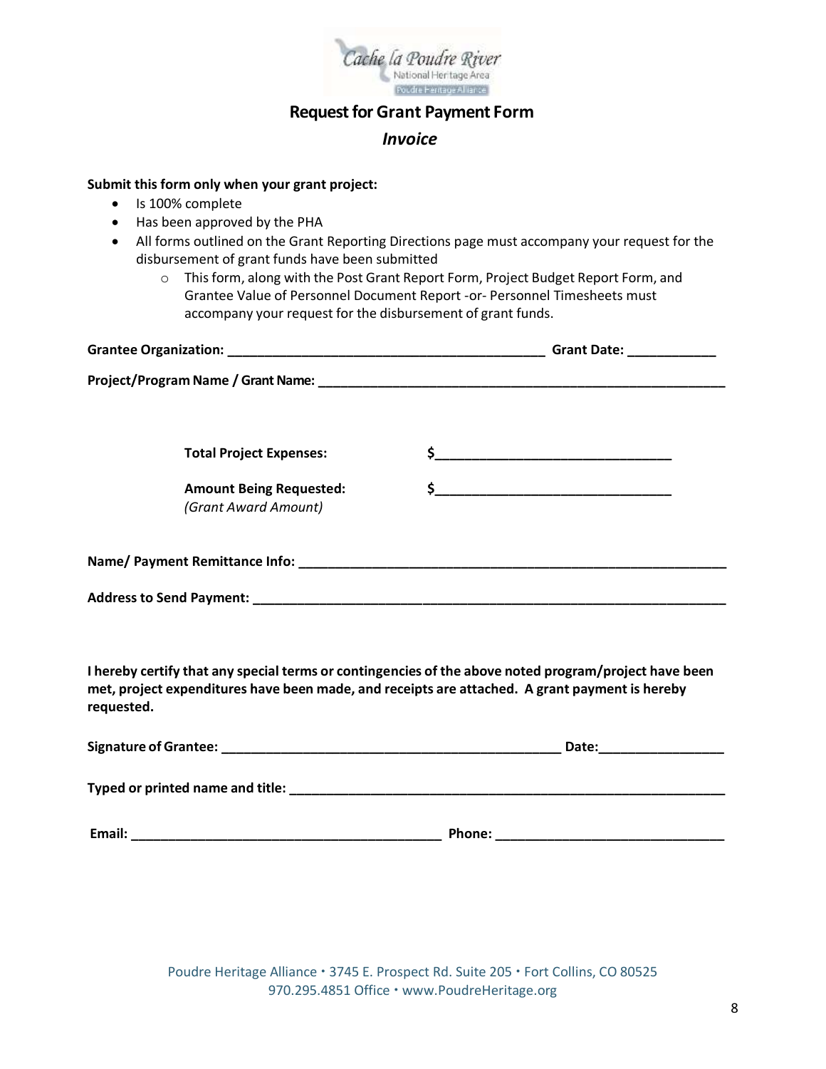# Request for Grant Payment Form

## *Invoice*

**Submit this form only when your grant project:**

- Is 100% complete
- Has been approved by the PHA
- All forms outlined on the Grant Reporting Directions page must accompany your request for the disbursement of grant funds have been submitted
  - This form, along with the Post Grant Report Form, Project Budget Report Form, and Grantee Value of Personnel Document Report -or- Personnel Timesheets must accompany your request for the disbursement of grant funds.

**Grantee Organization:** ___________________________________________ **Grant Date:** ____________

**Project/Program Name / Grant Name:** ________________________________________________________

**Total Project Expenses:** $_______________________________

**Amount Being Requested:** $_______________________________
*(Grant Award Amount)*

**Name/ Payment Remittance Info:** ___________________________________________________________

**Address to Send Payment:** _________________________________________________________________

**I hereby certify that any special terms or contingencies of the above noted program/project have been met, project expenditures have been made, and receipts are attached. A grant payment is hereby requested.**

**Signature of Grantee:** _______________________________________________ **Date:**________________

**Typed or printed name and title:** ____________________________________________________________

**Email:** __________________________________________ **Phone:** _______________________________

Poudre Heritage Alliance • 3745 E. Prospect Rd. Suite 205 • Fort Collins, CO 80525
970.295.4851 Office • www.PoudreHeritage.org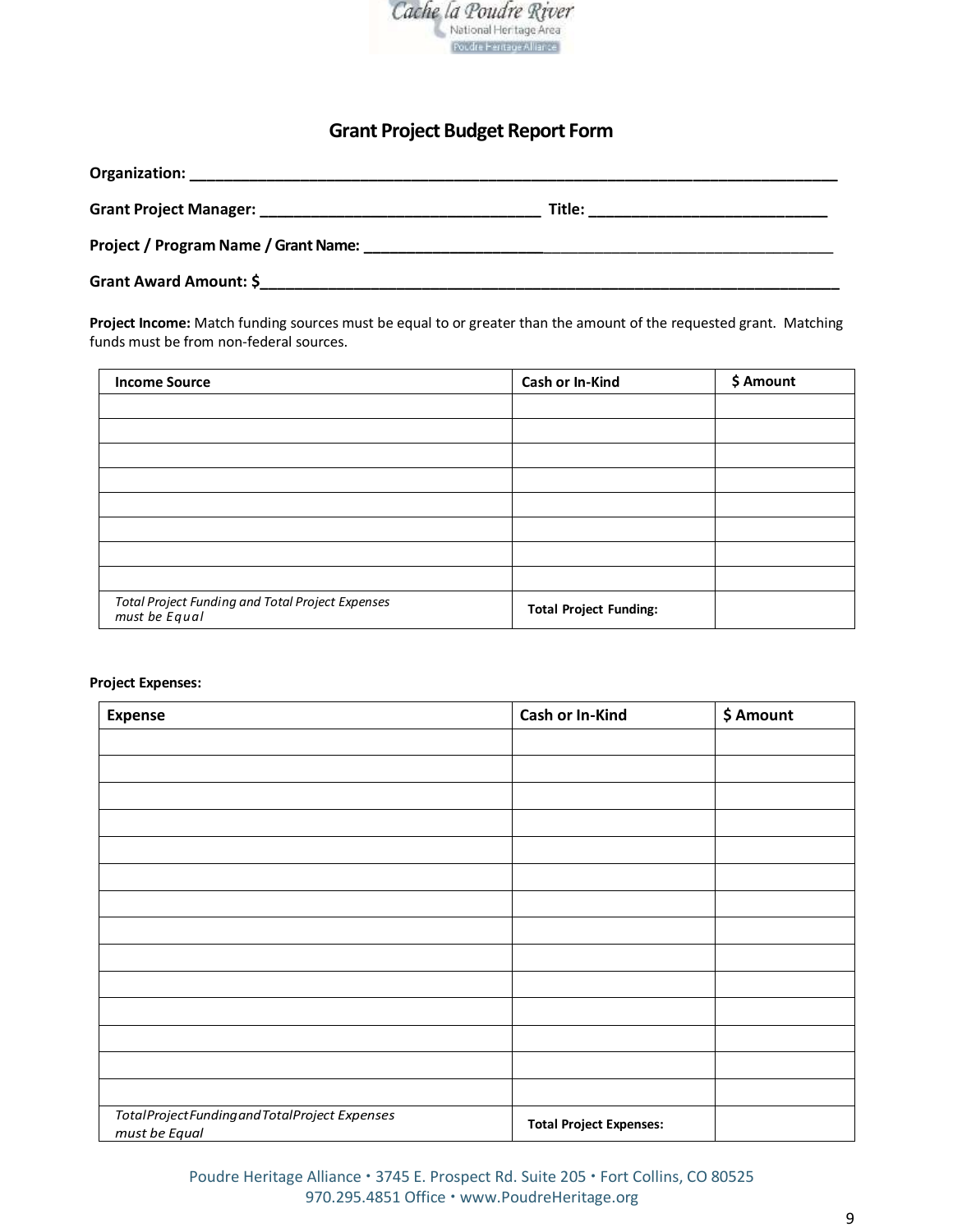## Grant Project Budget Report Form

**Organization:** ____________________________________________________________________________

**Grant Project Manager:** _________________________________ **Title:** ____________________________

**Project / Program Name / Grant Name:** __________________________________________________________

**Grant Award Amount: $**_________________________________________________________________________

**Project Income:** Match funding sources must be equal to or greater than the amount of the requested grant. Matching funds must be from non-federal sources.

| Income Source | Cash or In-Kind | $ Amount |
|---|---|---|
| | | |
| | | |
| | | |
| | | |
| | | |
| | | |
| | | |
| | | |
| *Total Project Funding and Total Project Expenses must be Equal* | **Total Project Funding:** | |

**Project Expenses:**

| Expense | Cash or In-Kind | $ Amount |
|---|---|---|
| | | |
| | | |
| | | |
| | | |
| | | |
| | | |
| | | |
| | | |
| | | |
| | | |
| | | |
| | | |
| | | |
| | | |
| *Total Project Funding and Total Project Expenses must be Equal* | **Total Project Expenses:** | |

Poudre Heritage Alliance • 3745 E. Prospect Rd. Suite 205 • Fort Collins, CO 80525
970.295.4851 Office • www.PoudreHeritage.org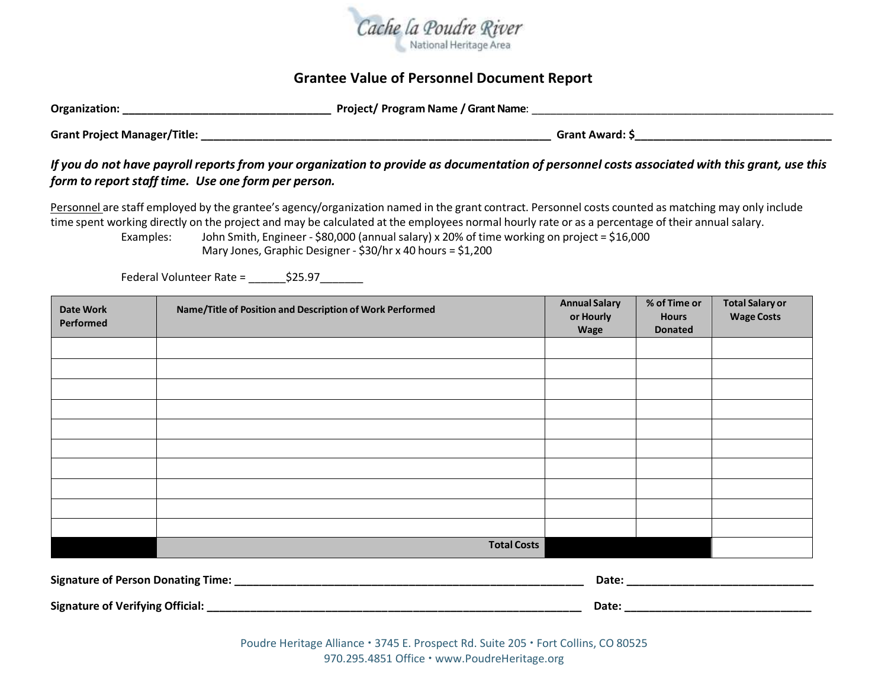Cache la Poudre River
National Heritage Area

# Grantee Value of Personnel Document Report

**Organization:** ________________________________ **Project/ Program Name / Grant Name**: ________________________________________________

**Grant Project Manager/Title:** ______________________________________________________ **Grant Award: $**______________________________

***If you do not have payroll reports from your organization to provide as documentation of personnel costs associated with this grant, use this form to report staff time. Use one form per person.***

Personnel are staff employed by the grantee's agency/organization named in the grant contract. Personnel costs counted as matching may only include time spent working directly on the project and may be calculated at the employees normal hourly rate or as a percentage of their annual salary.

Examples: John Smith, Engineer - $80,000 (annual salary) x 20% of time working on project = $16,000
Mary Jones, Graphic Designer - $30/hr x 40 hours = $1,200

Federal Volunteer Rate = ______$25.97_______

| Date Work Performed | Name/Title of Position and Description of Work Performed | Annual Salary or Hourly Wage | % of Time or Hours Donated | Total Salary or Wage Costs |
|---|---|---|---|---|
| | | | | |
| | | | | |
| | | | | |
| | | | | |
| | | | | |
| | | | | |
| | | | | |
| | | | | |
| | | | | |
| | | | | |
| | **Total Costs** | | | |

**Signature of Person Donating Time:** ______________________________________________________ **Date:** ____________________________

**Signature of Verifying Official:** __________________________________________________________ **Date:** ____________________________

Poudre Heritage Alliance • 3745 E. Prospect Rd. Suite 205 • Fort Collins, CO 80525
970.295.4851 Office • www.PoudreHeritage.org